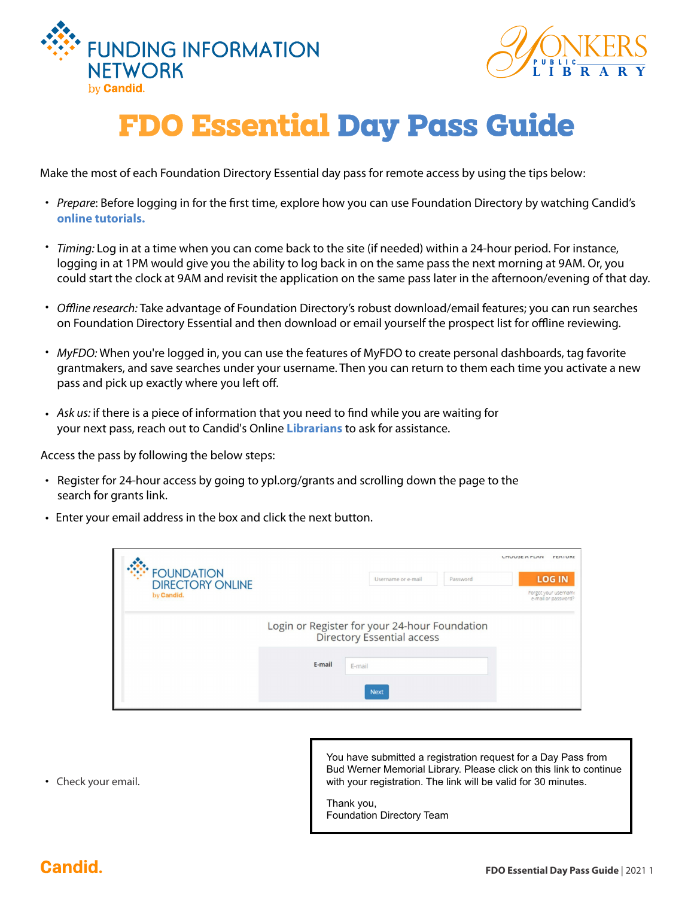FUNDING INFORMATION NETWORK by Candid.

YONKERS PUBLIC LIBRARY

# FDO Essential Day Pass Guide

Make the most of each Foundation Directory Essential day pass for remote access by using the tips below:

- *Prepare*: Before logging in for the first time, explore how you can use Foundation Directory by watching Candid's **online tutorials.**
- *Timing:* Log in at a time when you can come back to the site (if needed) within a 24-hour period. For instance, logging in at 1PM would give you the ability to log back in on the same pass the next morning at 9AM. Or, you could start the clock at 9AM and revisit the application on the same pass later in the afternoon/evening of that day.
- *Offline research:* Take advantage of Foundation Directory's robust download/email features; you can run searches on Foundation Directory Essential and then download or email yourself the prospect list for offline reviewing.
- *MyFDO:* When you're logged in, you can use the features of MyFDO to create personal dashboards, tag favorite grantmakers, and save searches under your username. Then you can return to them each time you activate a new pass and pick up exactly where you left off.
- *Ask us:* if there is a piece of information that you need to find while you are waiting for your next pass, reach out to Candid's Online **Librarians** to ask for assistance.

Access the pass by following the below steps:

- Register for 24-hour access by going to ypl.org/grants and scrolling down the page to the search for grants link.
- Enter your email address in the box and click the next button.

FOUNDATION DIRECTORY ONLINE by Candid.

Login or Register for your 24-hour Foundation Directory Essential access

E-mail

Next

- Check your email.

You have submitted a registration request for a Day Pass from Bud Werner Memorial Library. Please click on this link to continue with your registration. The link will be valid for 30 minutes.

Thank you,
Foundation Directory Team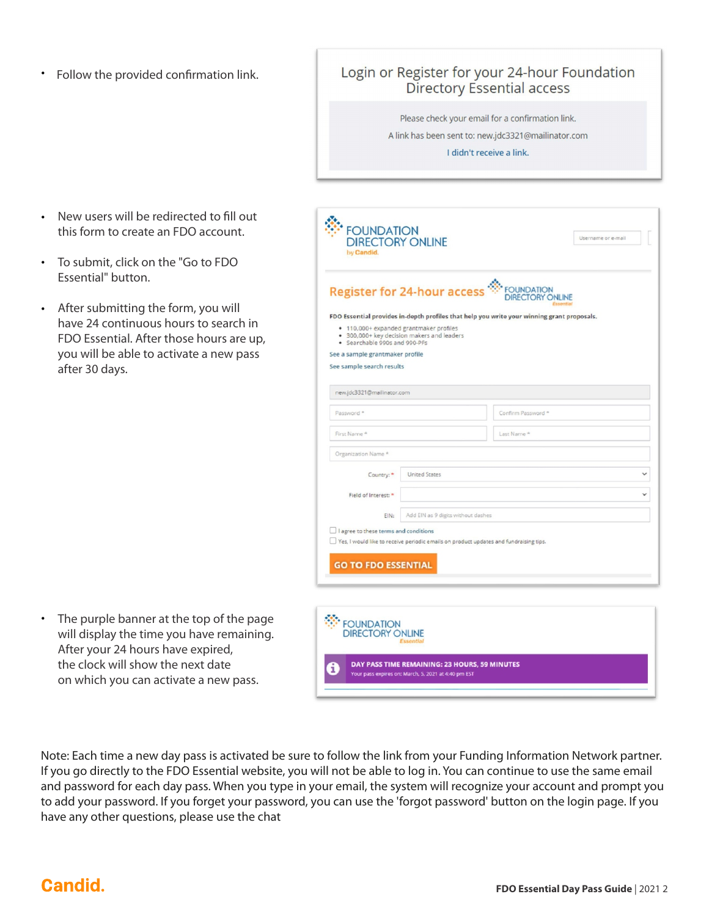- Follow the provided confirmation link.

Login or Register for your 24-hour Foundation Directory Essential access

Please check your email for a confirmation link.

A link has been sent to: new.jdc3321@mailinator.com

I didn't receive a link.

- New users will be redirected to fill out this form to create an FDO account.
- To submit, click on the "Go to FDO Essential" button.
- After submitting the form, you will have 24 continuous hours to search in FDO Essential. After those hours are up, you will be able to activate a new pass after 30 days.

FOUNDATION DIRECTORY ONLINE by Candid.

Register for 24-hour access

FDO Essential provides in-depth profiles that help you write your winning grant proposals.

- 110,000+ expanded grantmaker profiles
- 300,000+ key decision makers and leaders
- Searchable 990s and 990-PFs

See a sample grantmaker profile

See sample search results

GO TO FDO ESSENTIAL

- The purple banner at the top of the page will display the time you have remaining. After your 24 hours have expired, the clock will show the next date on which you can activate a new pass.

DAY PASS TIME REMAINING: 23 HOURS, 59 MINUTES

Your pass expires on: March, 5, 2021 at 4:40 pm EST

Note: Each time a new day pass is activated be sure to follow the link from your Funding Information Network partner. If you go directly to the FDO Essential website, you will not be able to log in. You can continue to use the same email and password for each day pass. When you type in your email, the system will recognize your account and prompt you to add your password. If you forget your password, you can use the 'forgot password' button on the login page. If you have any other questions, please use the chat